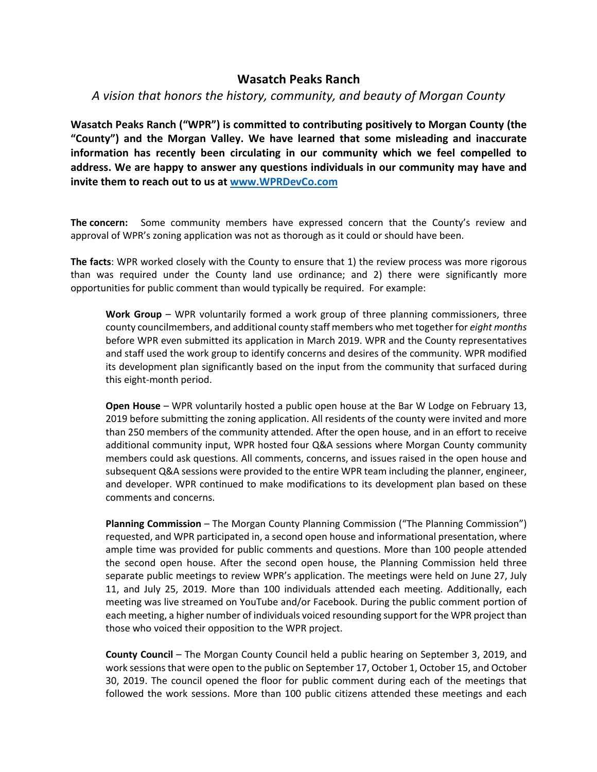# Wasatch Peaks Ranch

*A vision that honors the history, community, and beauty of Morgan County*

**Wasatch Peaks Ranch ("WPR") is committed to contributing positively to Morgan County (the "County") and the Morgan Valley. We have learned that some misleading and inaccurate information has recently been circulating in our community which we feel compelled to address. We are happy to answer any questions individuals in our community may have and invite them to reach out to us at [www.WPRDevCo.com](http://www.WPRDevCo.com)**

**The concern:** Some community members have expressed concern that the County's review and approval of WPR's zoning application was not as thorough as it could or should have been.

**The facts**: WPR worked closely with the County to ensure that 1) the review process was more rigorous than was required under the County land use ordinance; and 2) there were significantly more opportunities for public comment than would typically be required. For example:

> **Work Group** – WPR voluntarily formed a work group of three planning commissioners, three county councilmembers, and additional county staff members who met together for *eight months* before WPR even submitted its application in March 2019. WPR and the County representatives and staff used the work group to identify concerns and desires of the community. WPR modified its development plan significantly based on the input from the community that surfaced during this eight-month period.
>
> **Open House** – WPR voluntarily hosted a public open house at the Bar W Lodge on February 13, 2019 before submitting the zoning application. All residents of the county were invited and more than 250 members of the community attended. After the open house, and in an effort to receive additional community input, WPR hosted four Q&A sessions where Morgan County community members could ask questions. All comments, concerns, and issues raised in the open house and subsequent Q&A sessions were provided to the entire WPR team including the planner, engineer, and developer. WPR continued to make modifications to its development plan based on these comments and concerns.
>
> **Planning Commission** – The Morgan County Planning Commission ("The Planning Commission") requested, and WPR participated in, a second open house and informational presentation, where ample time was provided for public comments and questions. More than 100 people attended the second open house. After the second open house, the Planning Commission held three separate public meetings to review WPR's application. The meetings were held on June 27, July 11, and July 25, 2019. More than 100 individuals attended each meeting. Additionally, each meeting was live streamed on YouTube and/or Facebook. During the public comment portion of each meeting, a higher number of individuals voiced resounding support for the WPR project than those who voiced their opposition to the WPR project.
>
> **County Council** – The Morgan County Council held a public hearing on September 3, 2019, and work sessions that were open to the public on September 17, October 1, October 15, and October 30, 2019. The council opened the floor for public comment during each of the meetings that followed the work sessions. More than 100 public citizens attended these meetings and each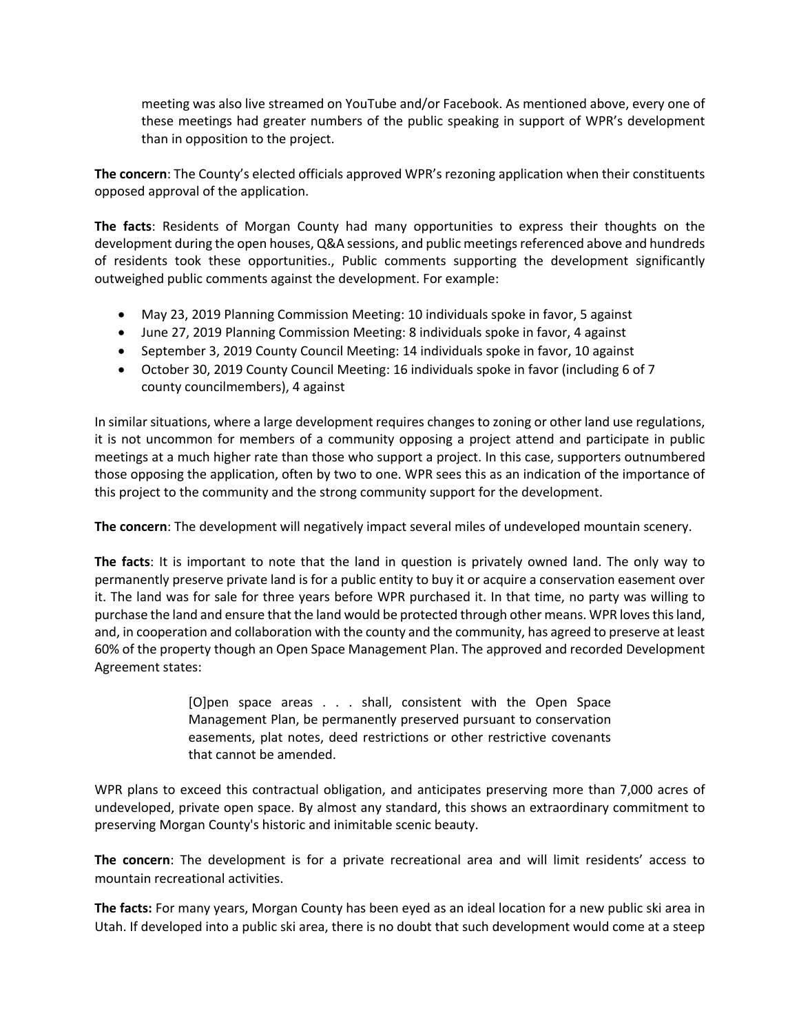meeting was also live streamed on YouTube and/or Facebook. As mentioned above, every one of these meetings had greater numbers of the public speaking in support of WPR's development than in opposition to the project.

**The concern**: The County's elected officials approved WPR's rezoning application when their constituents opposed approval of the application.

**The facts**: Residents of Morgan County had many opportunities to express their thoughts on the development during the open houses, Q&A sessions, and public meetings referenced above and hundreds of residents took these opportunities., Public comments supporting the development significantly outweighed public comments against the development. For example:

- May 23, 2019 Planning Commission Meeting: 10 individuals spoke in favor, 5 against
- June 27, 2019 Planning Commission Meeting: 8 individuals spoke in favor, 4 against
- September 3, 2019 County Council Meeting: 14 individuals spoke in favor, 10 against
- October 30, 2019 County Council Meeting: 16 individuals spoke in favor (including 6 of 7 county councilmembers), 4 against

In similar situations, where a large development requires changes to zoning or other land use regulations, it is not uncommon for members of a community opposing a project attend and participate in public meetings at a much higher rate than those who support a project. In this case, supporters outnumbered those opposing the application, often by two to one. WPR sees this as an indication of the importance of this project to the community and the strong community support for the development.

**The concern**: The development will negatively impact several miles of undeveloped mountain scenery.

**The facts**: It is important to note that the land in question is privately owned land. The only way to permanently preserve private land is for a public entity to buy it or acquire a conservation easement over it. The land was for sale for three years before WPR purchased it. In that time, no party was willing to purchase the land and ensure that the land would be protected through other means. WPR loves this land, and, in cooperation and collaboration with the county and the community, has agreed to preserve at least 60% of the property though an Open Space Management Plan. The approved and recorded Development Agreement states:

> [O]pen space areas . . . shall, consistent with the Open Space Management Plan, be permanently preserved pursuant to conservation easements, plat notes, deed restrictions or other restrictive covenants that cannot be amended.

WPR plans to exceed this contractual obligation, and anticipates preserving more than 7,000 acres of undeveloped, private open space. By almost any standard, this shows an extraordinary commitment to preserving Morgan County's historic and inimitable scenic beauty.

**The concern**: The development is for a private recreational area and will limit residents' access to mountain recreational activities.

**The facts:** For many years, Morgan County has been eyed as an ideal location for a new public ski area in Utah. If developed into a public ski area, there is no doubt that such development would come at a steep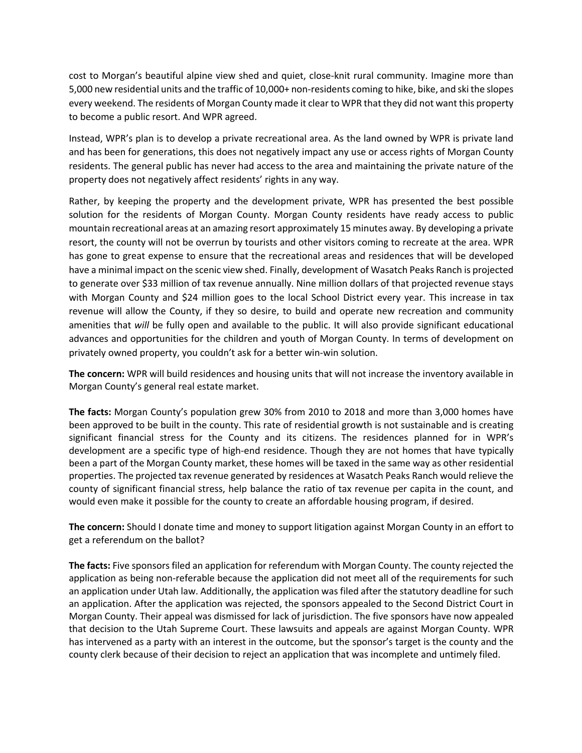cost to Morgan's beautiful alpine view shed and quiet, close-knit rural community. Imagine more than 5,000 new residential units and the traffic of 10,000+ non-residents coming to hike, bike, and ski the slopes every weekend. The residents of Morgan County made it clear to WPR that they did not want this property to become a public resort. And WPR agreed.

Instead, WPR's plan is to develop a private recreational area. As the land owned by WPR is private land and has been for generations, this does not negatively impact any use or access rights of Morgan County residents. The general public has never had access to the area and maintaining the private nature of the property does not negatively affect residents' rights in any way.

Rather, by keeping the property and the development private, WPR has presented the best possible solution for the residents of Morgan County. Morgan County residents have ready access to public mountain recreational areas at an amazing resort approximately 15 minutes away. By developing a private resort, the county will not be overrun by tourists and other visitors coming to recreate at the area. WPR has gone to great expense to ensure that the recreational areas and residences that will be developed have a minimal impact on the scenic view shed. Finally, development of Wasatch Peaks Ranch is projected to generate over $33 million of tax revenue annually. Nine million dollars of that projected revenue stays with Morgan County and $24 million goes to the local School District every year. This increase in tax revenue will allow the County, if they so desire, to build and operate new recreation and community amenities that *will* be fully open and available to the public. It will also provide significant educational advances and opportunities for the children and youth of Morgan County. In terms of development on privately owned property, you couldn't ask for a better win-win solution.

**The concern:** WPR will build residences and housing units that will not increase the inventory available in Morgan County's general real estate market.

**The facts:** Morgan County's population grew 30% from 2010 to 2018 and more than 3,000 homes have been approved to be built in the county. This rate of residential growth is not sustainable and is creating significant financial stress for the County and its citizens. The residences planned for in WPR's development are a specific type of high-end residence. Though they are not homes that have typically been a part of the Morgan County market, these homes will be taxed in the same way as other residential properties. The projected tax revenue generated by residences at Wasatch Peaks Ranch would relieve the county of significant financial stress, help balance the ratio of tax revenue per capita in the count, and would even make it possible for the county to create an affordable housing program, if desired.

**The concern:** Should I donate time and money to support litigation against Morgan County in an effort to get a referendum on the ballot?

**The facts:** Five sponsors filed an application for referendum with Morgan County. The county rejected the application as being non-referable because the application did not meet all of the requirements for such an application under Utah law. Additionally, the application was filed after the statutory deadline for such an application. After the application was rejected, the sponsors appealed to the Second District Court in Morgan County. Their appeal was dismissed for lack of jurisdiction. The five sponsors have now appealed that decision to the Utah Supreme Court. These lawsuits and appeals are against Morgan County. WPR has intervened as a party with an interest in the outcome, but the sponsor's target is the county and the county clerk because of their decision to reject an application that was incomplete and untimely filed.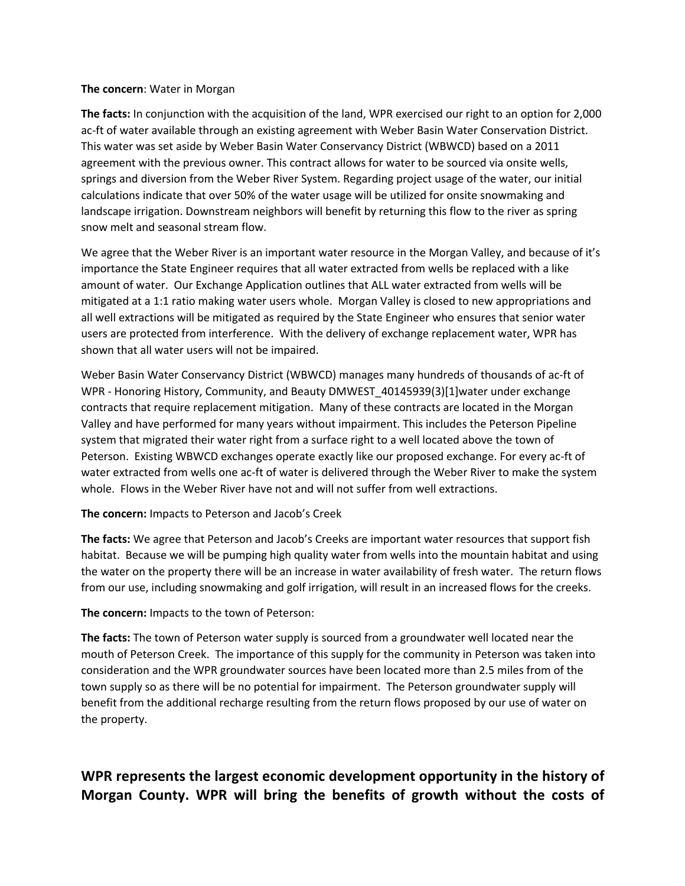**The concern**: Water in Morgan

**The facts:** In conjunction with the acquisition of the land, WPR exercised our right to an option for 2,000 ac-ft of water available through an existing agreement with Weber Basin Water Conservation District. This water was set aside by Weber Basin Water Conservancy District (WBWCD) based on a 2011 agreement with the previous owner. This contract allows for water to be sourced via onsite wells, springs and diversion from the Weber River System. Regarding project usage of the water, our initial calculations indicate that over 50% of the water usage will be utilized for onsite snowmaking and landscape irrigation. Downstream neighbors will benefit by returning this flow to the river as spring snow melt and seasonal stream flow.

We agree that the Weber River is an important water resource in the Morgan Valley, and because of it's importance the State Engineer requires that all water extracted from wells be replaced with a like amount of water. Our Exchange Application outlines that ALL water extracted from wells will be mitigated at a 1:1 ratio making water users whole. Morgan Valley is closed to new appropriations and all well extractions will be mitigated as required by the State Engineer who ensures that senior water users are protected from interference. With the delivery of exchange replacement water, WPR has shown that all water users will not be impaired.

Weber Basin Water Conservancy District (WBWCD) manages many hundreds of thousands of ac-ft of WPR - Honoring History, Community, and Beauty DMWEST_40145939(3)[1]water under exchange contracts that require replacement mitigation. Many of these contracts are located in the Morgan Valley and have performed for many years without impairment. This includes the Peterson Pipeline system that migrated their water right from a surface right to a well located above the town of Peterson. Existing WBWCD exchanges operate exactly like our proposed exchange. For every ac-ft of water extracted from wells one ac-ft of water is delivered through the Weber River to make the system whole. Flows in the Weber River have not and will not suffer from well extractions.

**The concern:** Impacts to Peterson and Jacob's Creek

**The facts:** We agree that Peterson and Jacob's Creeks are important water resources that support fish habitat. Because we will be pumping high quality water from wells into the mountain habitat and using the water on the property there will be an increase in water availability of fresh water. The return flows from our use, including snowmaking and golf irrigation, will result in an increased flows for the creeks.

**The concern:** Impacts to the town of Peterson:

**The facts:** The town of Peterson water supply is sourced from a groundwater well located near the mouth of Peterson Creek. The importance of this supply for the community in Peterson was taken into consideration and the WPR groundwater sources have been located more than 2.5 miles from of the town supply so as there will be no potential for impairment. The Peterson groundwater supply will benefit from the additional recharge resulting from the return flows proposed by our use of water on the property.

**WPR represents the largest economic development opportunity in the history of Morgan County. WPR will bring the benefits of growth without the costs of**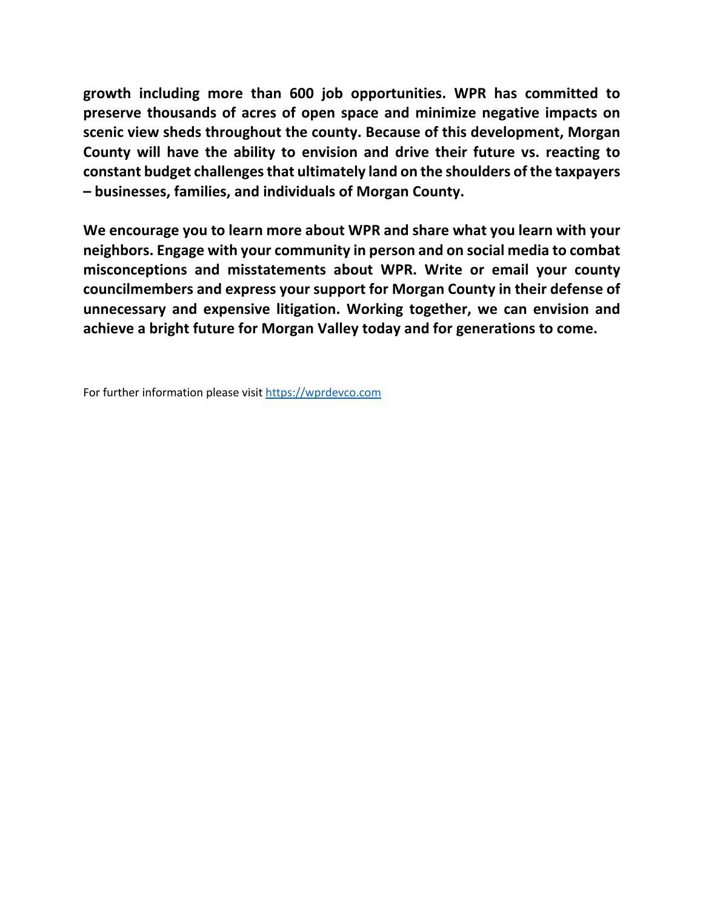**growth including more than 600 job opportunities. WPR has committed to preserve thousands of acres of open space and minimize negative impacts on scenic view sheds throughout the county. Because of this development, Morgan County will have the ability to envision and drive their future vs. reacting to constant budget challenges that ultimately land on the shoulders of the taxpayers – businesses, families, and individuals of Morgan County.**

**We encourage you to learn more about WPR and share what you learn with your neighbors. Engage with your community in person and on social media to combat misconceptions and misstatements about WPR. Write or email your county councilmembers and express your support for Morgan County in their defense of unnecessary and expensive litigation. Working together, we can envision and achieve a bright future for Morgan Valley today and for generations to come.**

For further information please visit [https://wprdevco.com](https://wprdevco.com)